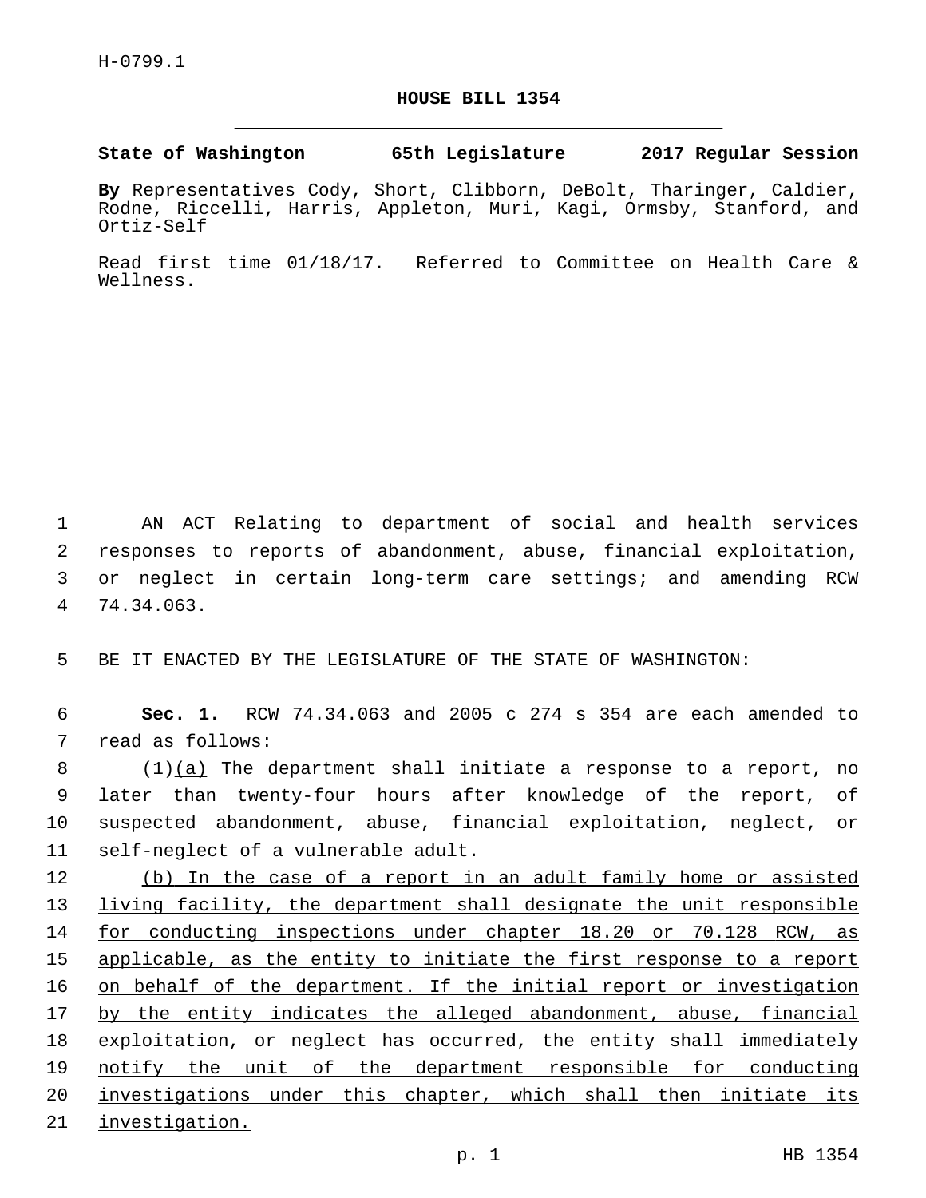H-0799.1

# HOUSE BILL 1354

**State of Washington 65th Legislature 2017 Regular Session**

**By** Representatives Cody, Short, Clibborn, DeBolt, Tharinger, Caldier, Rodne, Riccelli, Harris, Appleton, Muri, Kagi, Ormsby, Stanford, and Ortiz-Self

Read first time 01/18/17. Referred to Committee on Health Care & Wellness.

AN ACT Relating to department of social and health services responses to reports of abandonment, abuse, financial exploitation, or neglect in certain long-term care settings; and amending RCW 74.34.063.

BE IT ENACTED BY THE LEGISLATURE OF THE STATE OF WASHINGTON:

**Sec. 1.** RCW 74.34.063 and 2005 c 274 s 354 are each amended to read as follows:

(1)<u>(a)</u> The department shall initiate a response to a report, no later than twenty-four hours after knowledge of the report, of suspected abandonment, abuse, financial exploitation, neglect, or self-neglect of a vulnerable adult.

<u>(b) In the case of a report in an adult family home or assisted living facility, the department shall designate the unit responsible for conducting inspections under chapter 18.20 or 70.128 RCW, as applicable, as the entity to initiate the first response to a report on behalf of the department. If the initial report or investigation by the entity indicates the alleged abandonment, abuse, financial exploitation, or neglect has occurred, the entity shall immediately notify the unit of the department responsible for conducting investigations under this chapter, which shall then initiate its investigation.</u>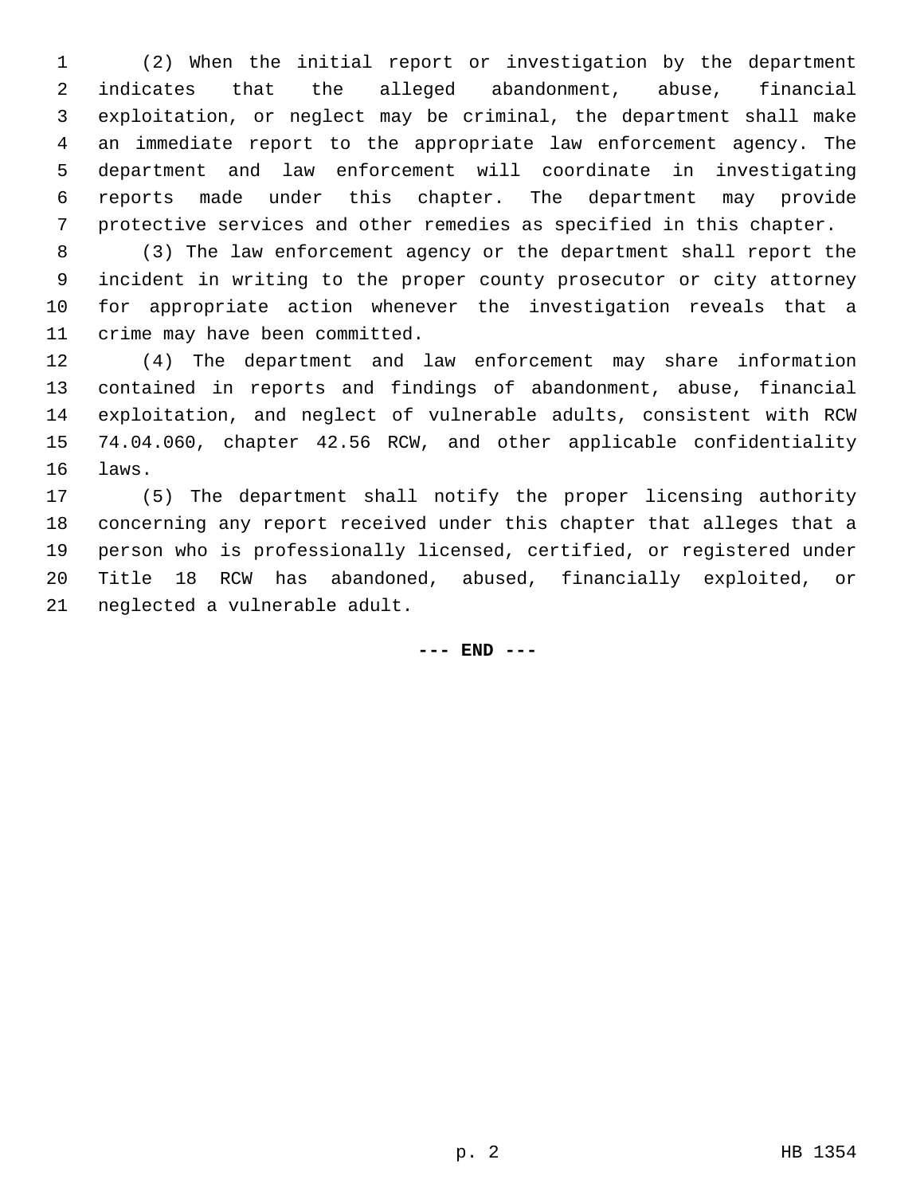(2) When the initial report or investigation by the department indicates that the alleged abandonment, abuse, financial exploitation, or neglect may be criminal, the department shall make an immediate report to the appropriate law enforcement agency. The department and law enforcement will coordinate in investigating reports made under this chapter. The department may provide protective services and other remedies as specified in this chapter.

(3) The law enforcement agency or the department shall report the incident in writing to the proper county prosecutor or city attorney for appropriate action whenever the investigation reveals that a crime may have been committed.

(4) The department and law enforcement may share information contained in reports and findings of abandonment, abuse, financial exploitation, and neglect of vulnerable adults, consistent with RCW 74.04.060, chapter 42.56 RCW, and other applicable confidentiality laws.

(5) The department shall notify the proper licensing authority concerning any report received under this chapter that alleges that a person who is professionally licensed, certified, or registered under Title 18 RCW has abandoned, abused, financially exploited, or neglected a vulnerable adult.

**--- END ---**